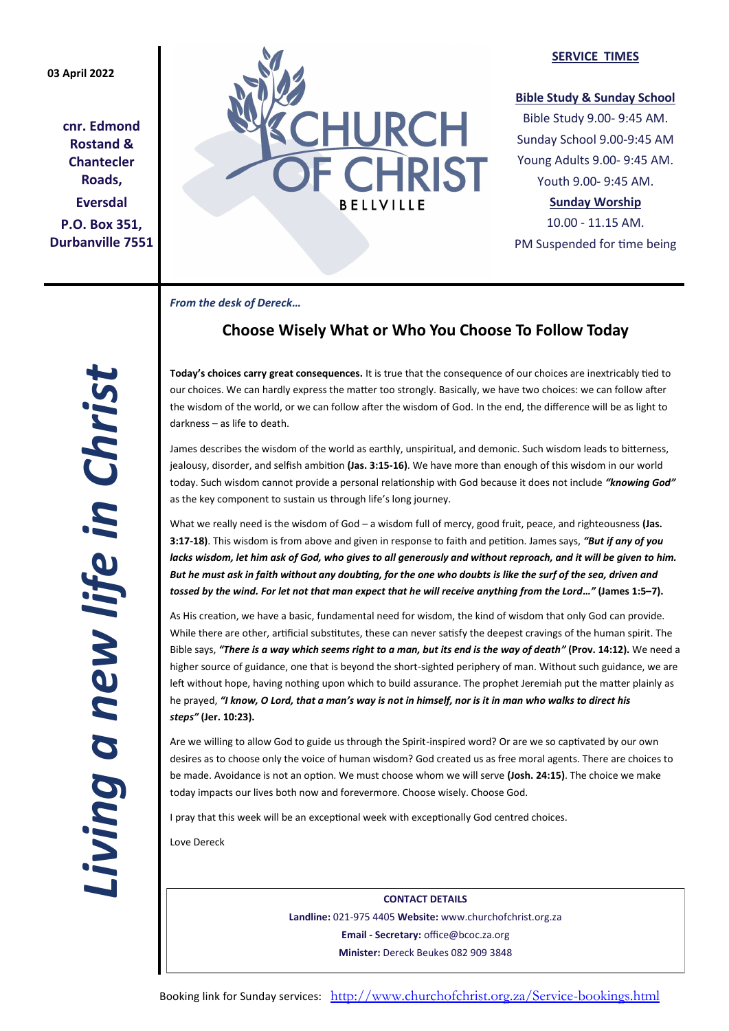03 April 2022

**cnr. Edmond Rostand & Chantecler Roads,**

**Eversdal**

**P.O. Box 351, Durbanville 7551**

# CHURCH OF CHRIST
BELLVILLE

**SERVICE TIMES**

**Bible Study & Sunday School**

Bible Study 9.00- 9:45 AM.
Sunday School 9.00-9:45 AM
Young Adults 9.00- 9:45 AM.
Youth 9.00- 9:45 AM.

**Sunday Worship**

10.00 - 11.15 AM.
PM Suspended for time being

***Living a new life in Christ***

*From the desk of Dereck…*

## Choose Wisely What or Who You Choose To Follow Today

**Today's choices carry great consequences.** It is true that the consequence of our choices are inextricably tied to our choices. We can hardly express the matter too strongly. Basically, we have two choices: we can follow after the wisdom of the world, or we can follow after the wisdom of God. In the end, the difference will be as light to darkness – as life to death.

James describes the wisdom of the world as earthly, unspiritual, and demonic. Such wisdom leads to bitterness, jealousy, disorder, and selfish ambition **(Jas. 3:15-16)**. We have more than enough of this wisdom in our world today. Such wisdom cannot provide a personal relationship with God because it does not include ***"knowing God"*** as the key component to sustain us through life's long journey.

What we really need is the wisdom of God – a wisdom full of mercy, good fruit, peace, and righteousness **(Jas. 3:17-18)**. This wisdom is from above and given in response to faith and petition. James says, ***"But if any of you lacks wisdom, let him ask of God, who gives to all generously and without reproach, and it will be given to him. But he must ask in faith without any doubting, for the one who doubts is like the surf of the sea, driven and tossed by the wind. For let not that man expect that he will receive anything from the Lord…"*** **(James 1:5–7).**

As His creation, we have a basic, fundamental need for wisdom, the kind of wisdom that only God can provide. While there are other, artificial substitutes, these can never satisfy the deepest cravings of the human spirit. The Bible says, ***"There is a way which seems right to a man, but its end is the way of death"*** **(Prov. 14:12).** We need a higher source of guidance, one that is beyond the short-sighted periphery of man. Without such guidance, we are left without hope, having nothing upon which to build assurance. The prophet Jeremiah put the matter plainly as he prayed, ***"I know, O Lord, that a man's way is not in himself, nor is it in man who walks to direct his steps"*** **(Jer. 10:23).**

Are we willing to allow God to guide us through the Spirit-inspired word? Or are we so captivated by our own desires as to choose only the voice of human wisdom? God created us as free moral agents. There are choices to be made. Avoidance is not an option. We must choose whom we will serve **(Josh. 24:15)**. The choice we make today impacts our lives both now and forevermore. Choose wisely. Choose God.

I pray that this week will be an exceptional week with exceptionally God centred choices.

Love Dereck

**CONTACT DETAILS**

**Landline:** 021-975 4405 **Website:** www.churchofchrist.org.za

**Email - Secretary:** office@bcoc.za.org

**Minister:** Dereck Beukes 082 909 3848

Booking link for Sunday services: http://www.churchofchrist.org.za/Service-bookings.html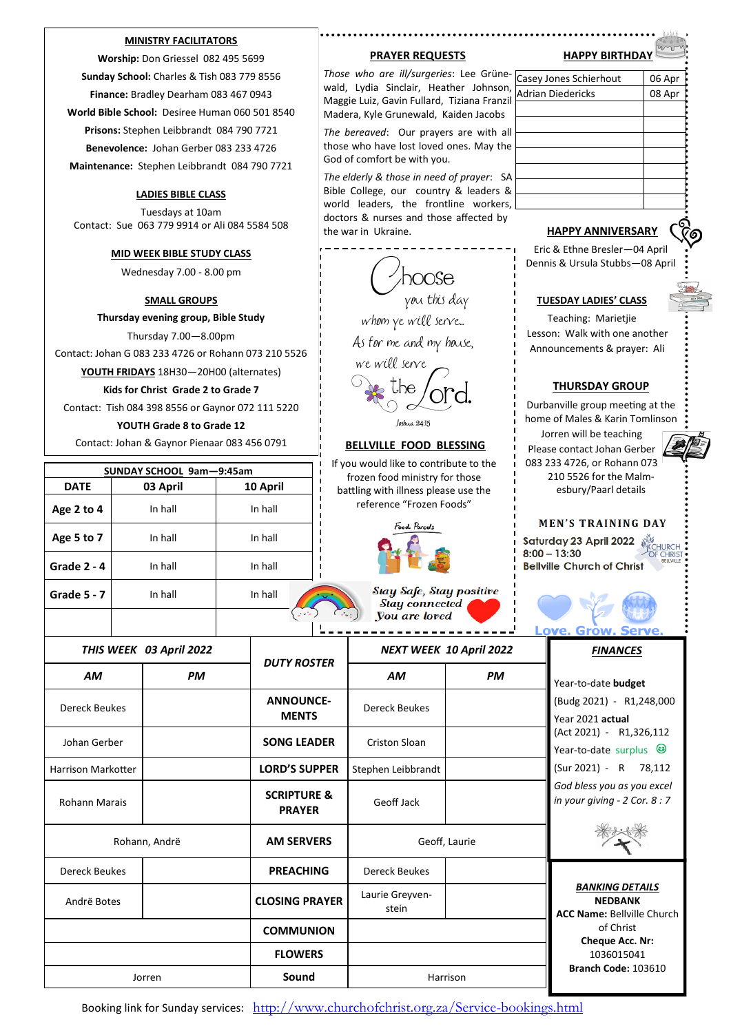## MINISTRY FACILITATORS

**Worship:** Don Griessel 082 495 5699

**Sunday School:** Charles & Tish 083 779 8556

**Finance:** Bradley Dearham 083 467 0943

**World Bible School:** Desiree Human 060 501 8540

**Prisons:** Stephen Leibbrandt 084 790 7721

**Benevolence:** Johan Gerber 083 233 4726

**Maintenance:** Stephen Leibbrandt 084 790 7721

## LADIES BIBLE CLASS

Tuesdays at 10am

Contact: Sue 063 779 9914 or Ali 084 5584 508

## MID WEEK BIBLE STUDY CLASS

Wednesday 7.00 - 8.00 pm

## SMALL GROUPS

**Thursday evening group, Bible Study**

Thursday 7.00—8.00pm

Contact: Johan G 083 233 4726 or Rohann 073 210 5526

**YOUTH FRIDAYS** 18H30—20H00 (alternates)

**Kids for Christ Grade 2 to Grade 7**

Contact: Tish 084 398 8556 or Gaynor 072 111 5220

**YOUTH Grade 8 to Grade 12**

Contact: Johan & Gaynor Pienaar 083 456 0791

## SUNDAY SCHOOL 9am—9:45am

| DATE | 03 April | 10 April |
|---|---|---|
| Age 2 to 4 | In hall | In hall |
| Age 5 to 7 | In hall | In hall |
| Grade 2 - 4 | In hall | In hall |
| Grade 5 - 7 | In hall | In hall |
| | | |

## PRAYER REQUESTS

*Those who are ill/surgeries*: Lee Grünewald, Lydia Sinclair, Heather Johnson, Maggie Luiz, Gavin Fullard, Tiziana Franzil Madera, Kyle Grunewald, Kaiden Jacobs

*The bereaved*: Our prayers are with all those who have lost loved ones. May the God of comfort be with you.

*The elderly & those in need of prayer*: SA Bible College, our country & leaders & world leaders, the frontline workers, doctors & nurses and those affected by the war in Ukraine.

Choose you this day whom ye will serve... As for me and my house, we will serve the Lord.

Joshua 24:15

## BELLVILLE FOOD BLESSING

If you would like to contribute to the frozen food ministry for those battling with illness please use the reference "Frozen Foods"

Food Parcels

Stay Safe, Stay positive
Stay connected
You are loved

## HAPPY BIRTHDAY

| | |
|---|---|
| Casey Jones Schierhout | 06 Apr |
| Adrian Diedericks | 08 Apr |
| | |
| | |
| | |
| | |
| | |
| | |

## HAPPY ANNIVERSARY

Eric & Ethne Bresler—04 April

Dennis & Ursula Stubbs—08 April

## TUESDAY LADIES' CLASS

Teaching: Marietjie

Lesson: Walk with one another

Announcements & prayer: Ali

## THURSDAY GROUP

Durbanville group meeting at the home of Males & Karin Tomlinson

Jorren will be teaching

Please contact Johan Gerber 083 233 4726, or Rohann 073 210 5526 for the Malmesbury/Paarl details

## MEN'S TRAINING DAY

**Saturday 23 April 2022**
**8:00 – 13:30**
**Bellville Church of Christ**

Love. Grow. Serve.

| THIS WEEK 03 April 2022 | | DUTY ROSTER | NEXT WEEK 10 April 2022 | |
|---|---|---|---|---|
| AM | PM | | AM | PM |
| Dereck Beukes | | ANNOUNCE-MENTS | Dereck Beukes | |
| Johan Gerber | | SONG LEADER | Criston Sloan | |
| Harrison Markotter | | LORD'S SUPPER | Stephen Leibbrandt | |
| Rohann Marais | | SCRIPTURE & PRAYER | Geoff Jack | |
| Rohann, Andrë | | AM SERVERS | Geoff, Laurie | |
| Dereck Beukes | | PREACHING | Dereck Beukes | |
| Andrë Botes | | CLOSING PRAYER | Laurie Greyvenstein | |
| | | COMMUNION | | |
| | | FLOWERS | | |
| Jorren | | Sound | Harrison | |

## FINANCES

Year-to-date **budget**

(Budg 2021) - R1,248,000

Year 2021 **actual**

(Act 2021) - R1,326,112

Year-to-date surplus

(Sur 2021) - R 78,112

*God bless you as you excel in your giving - 2 Cor. 8 : 7*

## BANKING DETAILS

**NEDBANK**

**ACC Name:** Bellville Church of Christ

**Cheque Acc. Nr:** 1036015041

**Branch Code:** 103610

Booking link for Sunday services: http://www.churchofchrist.org.za/Service-bookings.html